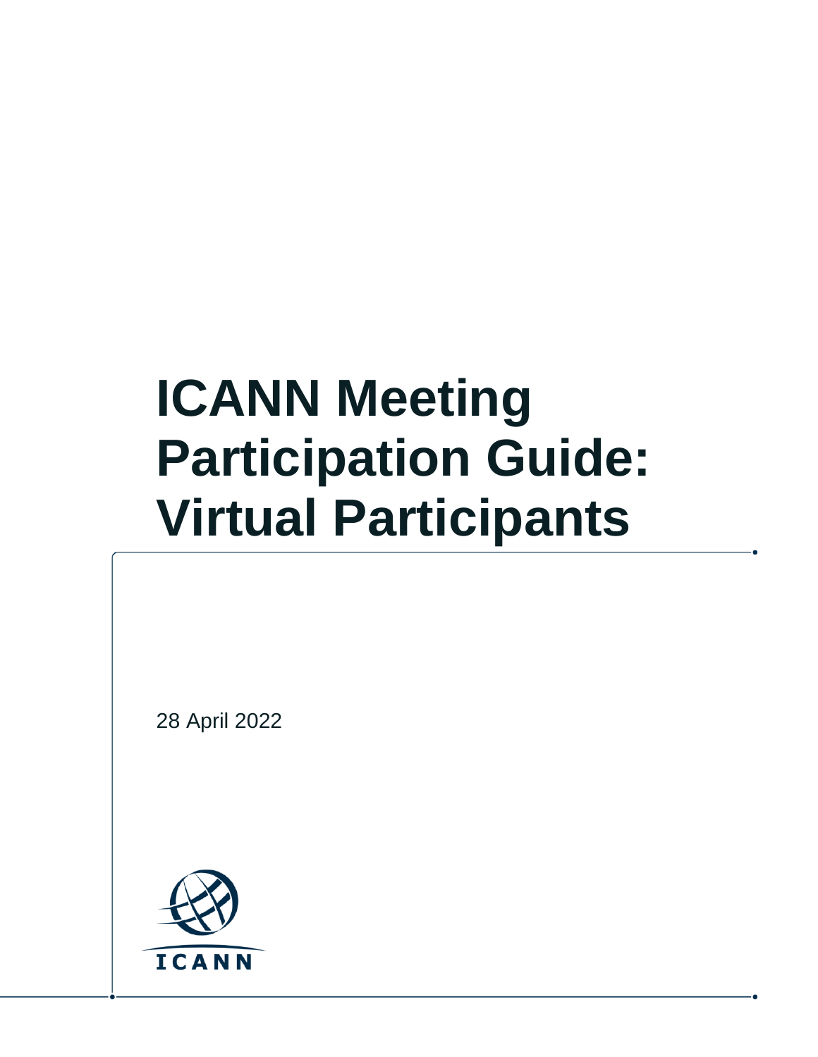# ICANN Meeting Participation Guide: Virtual Participants

28 April 2022

ICANN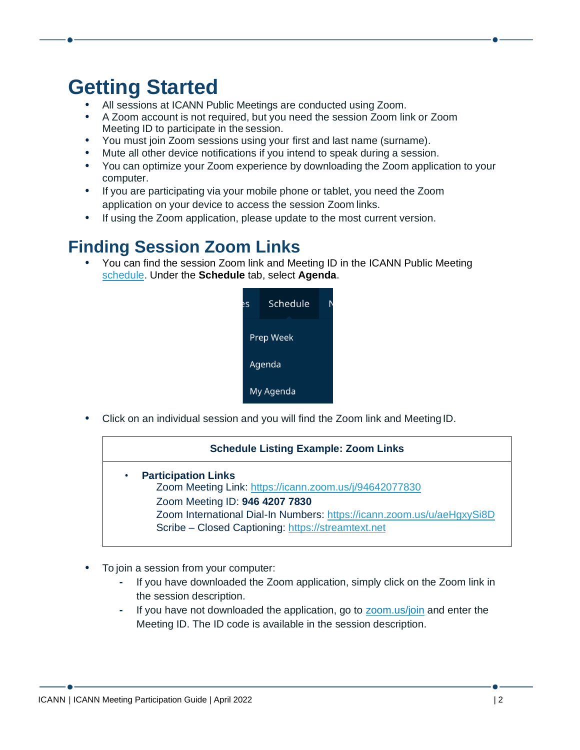# Getting Started

- All sessions at ICANN Public Meetings are conducted using Zoom.
- A Zoom account is not required, but you need the session Zoom link or Zoom Meeting ID to participate in the session.
- You must join Zoom sessions using your first and last name (surname).
- Mute all other device notifications if you intend to speak during a session.
- You can optimize your Zoom experience by downloading the Zoom application to your computer.
- If you are participating via your mobile phone or tablet, you need the Zoom application on your device to access the session Zoom links.
- If using the Zoom application, please update to the most current version.

# Finding Session Zoom Links

- You can find the session Zoom link and Meeting ID in the ICANN Public Meeting schedule. Under the **Schedule** tab, select **Agenda**.

Schedule
Prep Week
Agenda
My Agenda

- Click on an individual session and you will find the Zoom link and Meeting ID.

| Schedule Listing Example: Zoom Links |
|---|
| • **Participation Links**<br>Zoom Meeting Link: https://icann.zoom.us/j/94642077830<br>Zoom Meeting ID: **946 4207 7830**<br>Zoom International Dial-In Numbers: https://icann.zoom.us/u/aeHgxySi8D<br>Scribe – Closed Captioning: https://streamtext.net |

- To join a session from your computer:
  - If you have downloaded the Zoom application, simply click on the Zoom link in the session description.
  - If you have not downloaded the application, go to zoom.us/join and enter the Meeting ID. The ID code is available in the session description.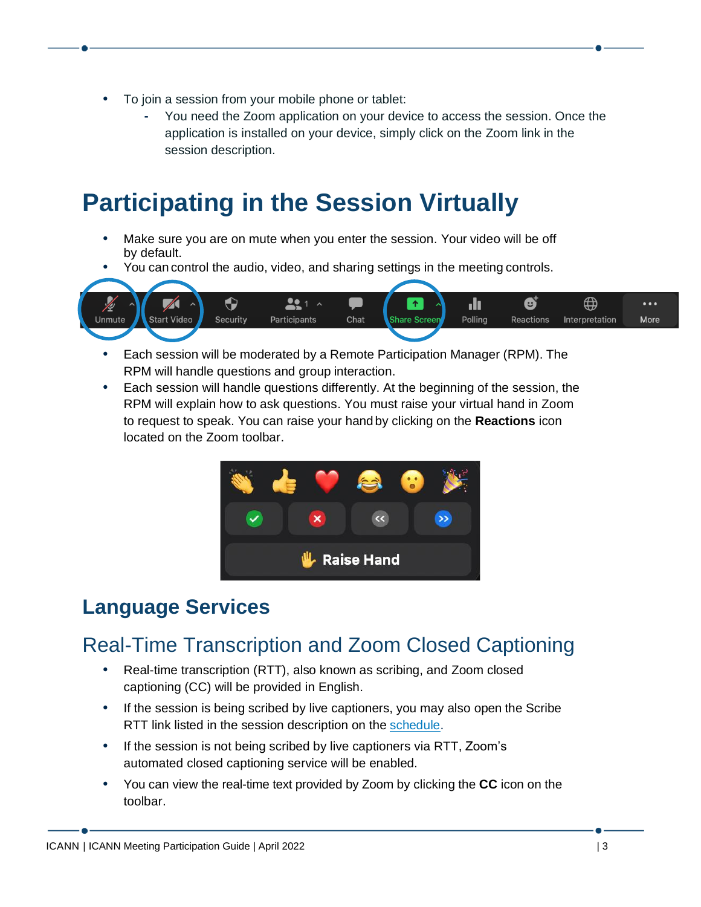- To join a session from your mobile phone or tablet:
  - You need the Zoom application on your device to access the session. Once the application is installed on your device, simply click on the Zoom link in the session description.

# Participating in the Session Virtually

- Make sure you are on mute when you enter the session. Your video will be off by default.
- You can control the audio, video, and sharing settings in the meeting controls.

- Each session will be moderated by a Remote Participation Manager (RPM). The RPM will handle questions and group interaction.
- Each session will handle questions differently. At the beginning of the session, the RPM will explain how to ask questions. You must raise your virtual hand in Zoom to request to speak. You can raise your hand by clicking on the **Reactions** icon located on the Zoom toolbar.

## Language Services

### Real-Time Transcription and Zoom Closed Captioning

- Real-time transcription (RTT), also known as scribing, and Zoom closed captioning (CC) will be provided in English.
- If the session is being scribed by live captioners, you may also open the Scribe RTT link listed in the session description on the schedule.
- If the session is not being scribed by live captioners via RTT, Zoom's automated closed captioning service will be enabled.
- You can view the real-time text provided by Zoom by clicking the **CC** icon on the toolbar.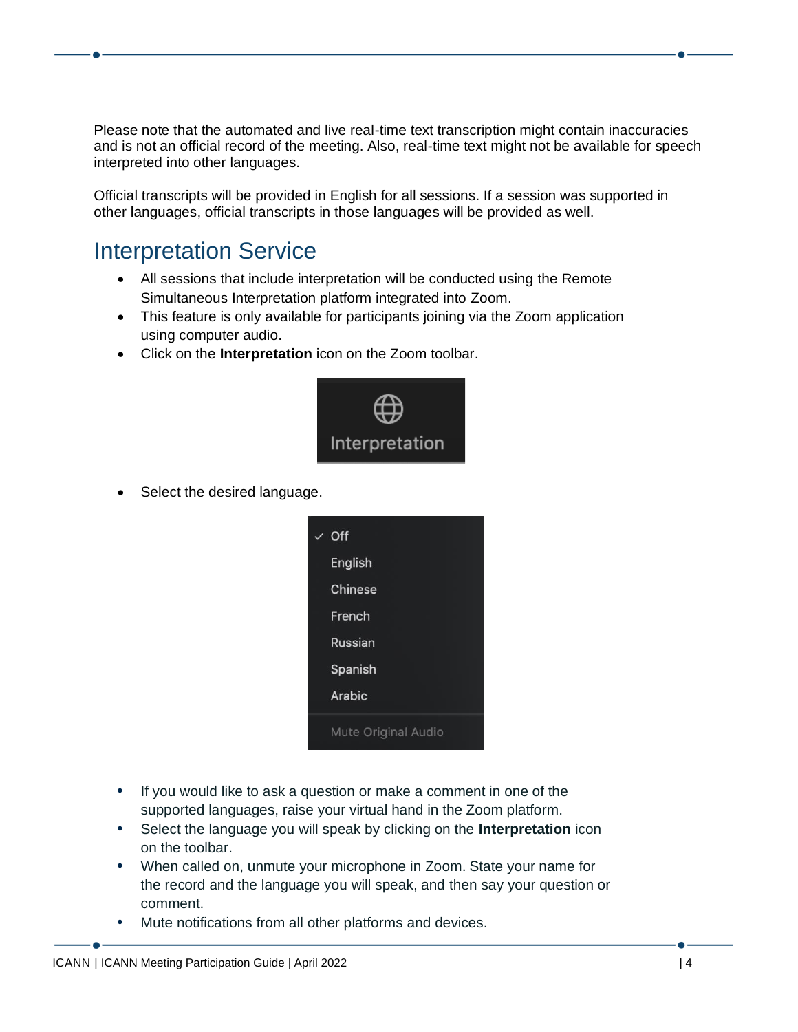Please note that the automated and live real-time text transcription might contain inaccuracies and is not an official record of the meeting. Also, real-time text might not be available for speech interpreted into other languages.

Official transcripts will be provided in English for all sessions. If a session was supported in other languages, official transcripts in those languages will be provided as well.

## Interpretation Service

- All sessions that include interpretation will be conducted using the Remote Simultaneous Interpretation platform integrated into Zoom.
- This feature is only available for participants joining via the Zoom application using computer audio.
- Click on the **Interpretation** icon on the Zoom toolbar.
- Select the desired language.
- If you would like to ask a question or make a comment in one of the supported languages, raise your virtual hand in the Zoom platform.
- Select the language you will speak by clicking on the **Interpretation** icon on the toolbar.
- When called on, unmute your microphone in Zoom. State your name for the record and the language you will speak, and then say your question or comment.
- Mute notifications from all other platforms and devices.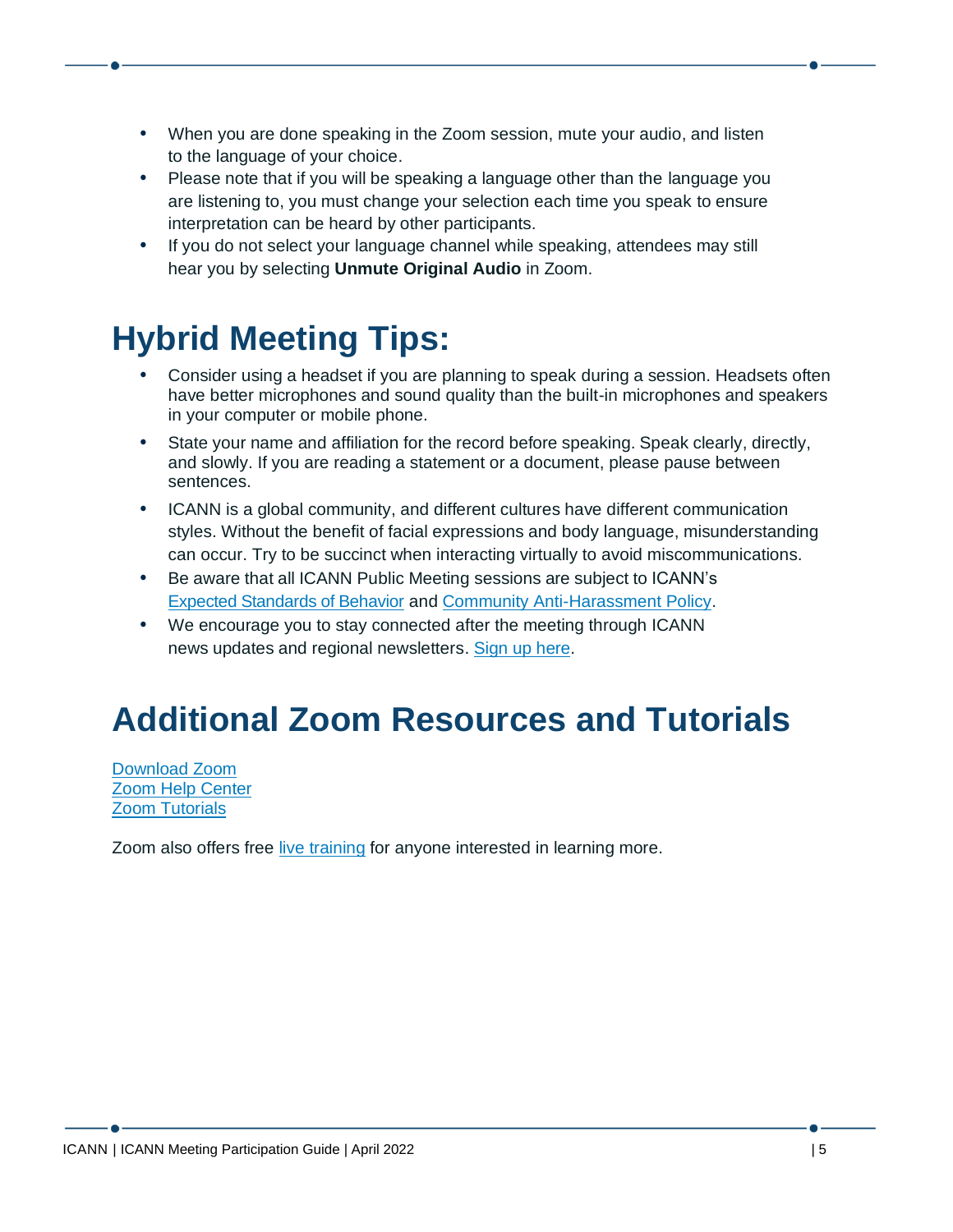- When you are done speaking in the Zoom session, mute your audio, and listen to the language of your choice.
- Please note that if you will be speaking a language other than the language you are listening to, you must change your selection each time you speak to ensure interpretation can be heard by other participants.
- If you do not select your language channel while speaking, attendees may still hear you by selecting **Unmute Original Audio** in Zoom.

# Hybrid Meeting Tips:

- Consider using a headset if you are planning to speak during a session. Headsets often have better microphones and sound quality than the built-in microphones and speakers in your computer or mobile phone.
- State your name and affiliation for the record before speaking. Speak clearly, directly, and slowly. If you are reading a statement or a document, please pause between sentences.
- ICANN is a global community, and different cultures have different communication styles. Without the benefit of facial expressions and body language, misunderstanding can occur. Try to be succinct when interacting virtually to avoid miscommunications.
- Be aware that all ICANN Public Meeting sessions are subject to ICANN's Expected Standards of Behavior and Community Anti-Harassment Policy.
- We encourage you to stay connected after the meeting through ICANN news updates and regional newsletters. Sign up here.

# Additional Zoom Resources and Tutorials

Download Zoom
Zoom Help Center
Zoom Tutorials

Zoom also offers free live training for anyone interested in learning more.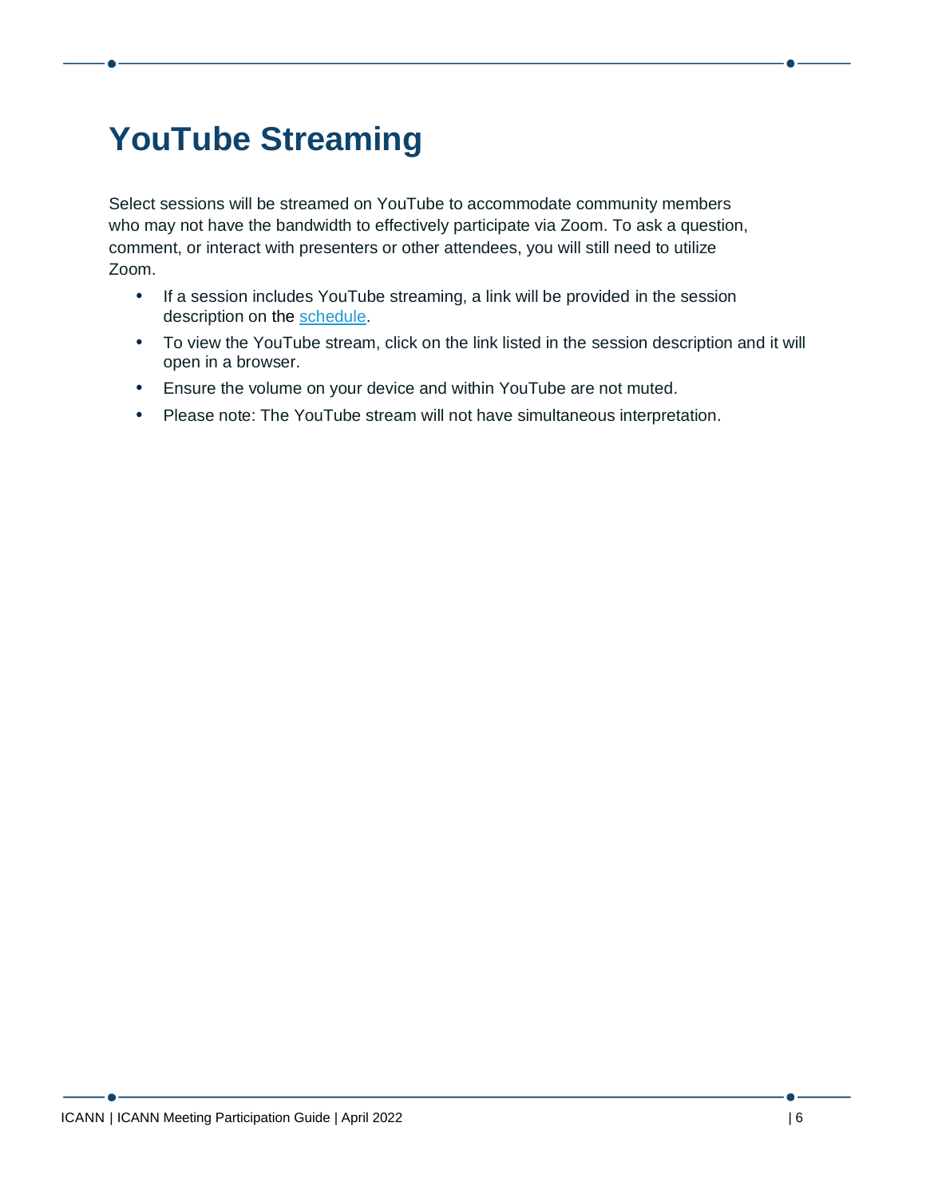# YouTube Streaming

Select sessions will be streamed on YouTube to accommodate community members who may not have the bandwidth to effectively participate via Zoom. To ask a question, comment, or interact with presenters or other attendees, you will still need to utilize Zoom.

- If a session includes YouTube streaming, a link will be provided in the session description on the schedule.
- To view the YouTube stream, click on the link listed in the session description and it will open in a browser.
- Ensure the volume on your device and within YouTube are not muted.
- Please note: The YouTube stream will not have simultaneous interpretation.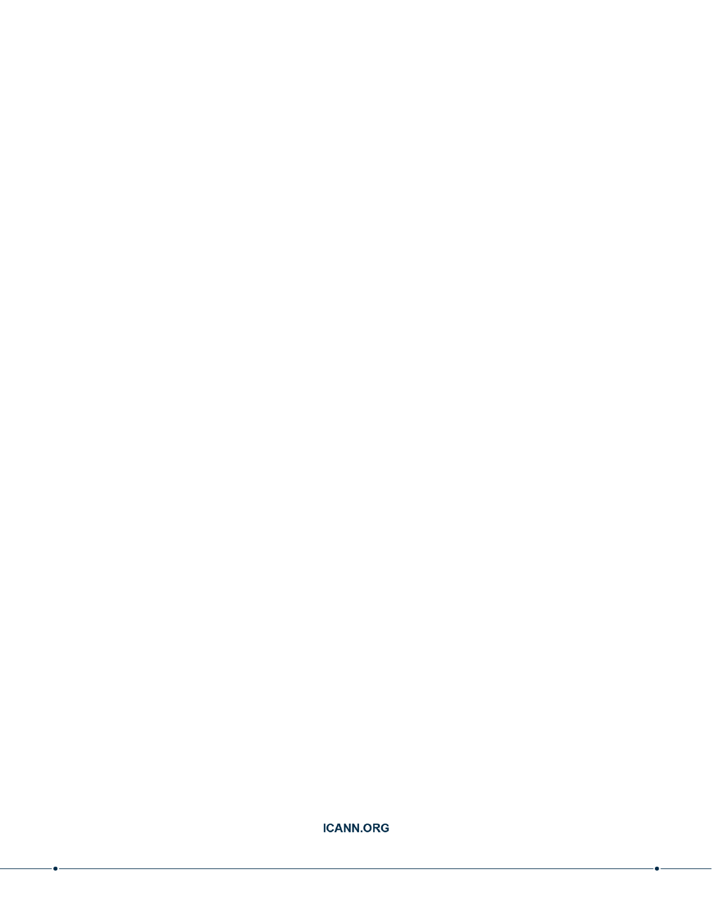ICANN.ORG